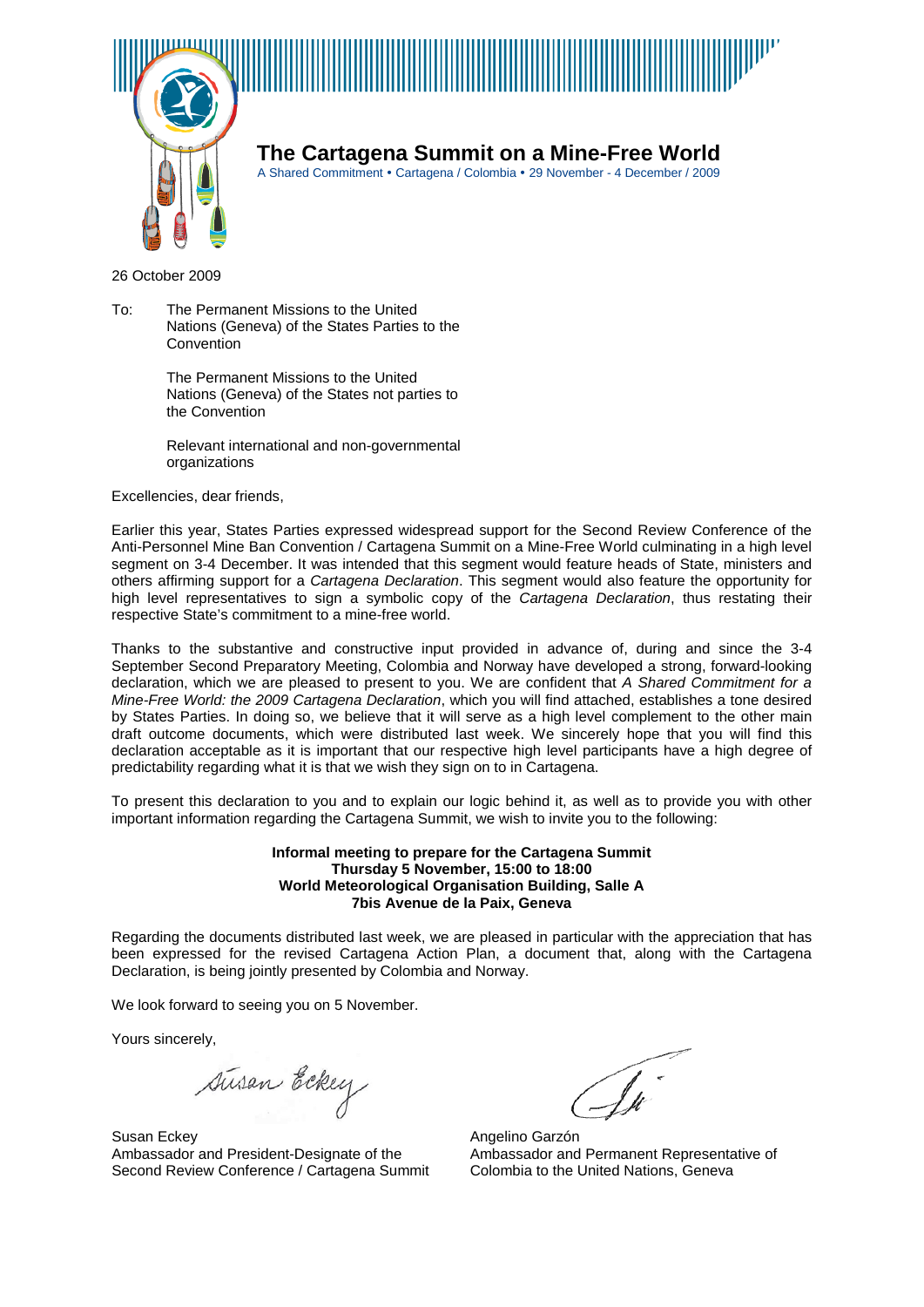# The Cartagena Summit on a Mine-Free World

A Shared Commitment • Cartagena / Colombia • 29 November - 4 December / 2009

26 October 2009

To: The Permanent Missions to the United Nations (Geneva) of the States Parties to the Convention

The Permanent Missions to the United Nations (Geneva) of the States not parties to the Convention

Relevant international and non-governmental organizations

Excellencies, dear friends,

Earlier this year, States Parties expressed widespread support for the Second Review Conference of the Anti-Personnel Mine Ban Convention / Cartagena Summit on a Mine-Free World culminating in a high level segment on 3-4 December. It was intended that this segment would feature heads of State, ministers and others affirming support for a *Cartagena Declaration*. This segment would also feature the opportunity for high level representatives to sign a symbolic copy of the *Cartagena Declaration*, thus restating their respective State's commitment to a mine-free world.

Thanks to the substantive and constructive input provided in advance of, during and since the 3-4 September Second Preparatory Meeting, Colombia and Norway have developed a strong, forward-looking declaration, which we are pleased to present to you. We are confident that *A Shared Commitment for a Mine-Free World: the 2009 Cartagena Declaration*, which you will find attached, establishes a tone desired by States Parties. In doing so, we believe that it will serve as a high level complement to the other main draft outcome documents, which were distributed last week. We sincerely hope that you will find this declaration acceptable as it is important that our respective high level participants have a high degree of predictability regarding what it is that we wish they sign on to in Cartagena.

To present this declaration to you and to explain our logic behind it, as well as to provide you with other important information regarding the Cartagena Summit, we wish to invite you to the following:

**Informal meeting to prepare for the Cartagena Summit**
**Thursday 5 November, 15:00 to 18:00**
**World Meteorological Organisation Building, Salle A**
**7bis Avenue de la Paix, Geneva**

Regarding the documents distributed last week, we are pleased in particular with the appreciation that has been expressed for the revised Cartagena Action Plan, a document that, along with the Cartagena Declaration, is being jointly presented by Colombia and Norway.

We look forward to seeing you on 5 November.

Yours sincerely,

Susan Eckey
Ambassador and President-Designate of the Second Review Conference / Cartagena Summit

Angelino Garzón
Ambassador and Permanent Representative of Colombia to the United Nations, Geneva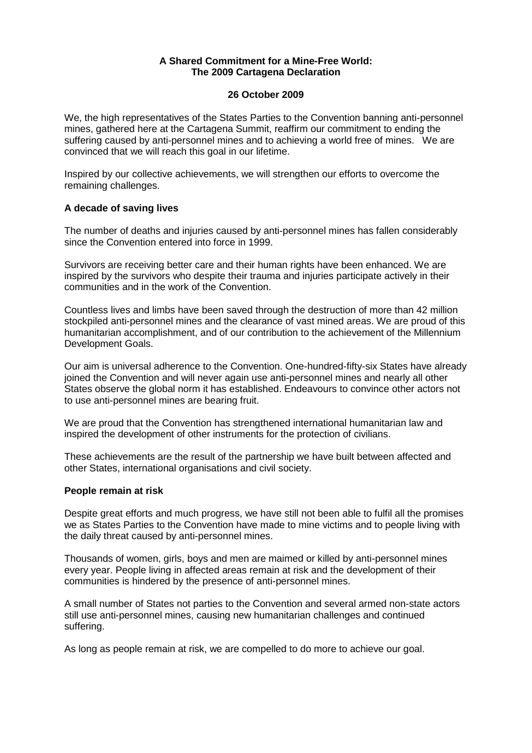**A Shared Commitment for a Mine-Free World:
The 2009 Cartagena Declaration**

**26 October 2009**

We, the high representatives of the States Parties to the Convention banning anti-personnel mines, gathered here at the Cartagena Summit, reaffirm our commitment to ending the suffering caused by anti-personnel mines and to achieving a world free of mines. We are convinced that we will reach this goal in our lifetime.

Inspired by our collective achievements, we will strengthen our efforts to overcome the remaining challenges.

## A decade of saving lives

The number of deaths and injuries caused by anti-personnel mines has fallen considerably since the Convention entered into force in 1999.

Survivors are receiving better care and their human rights have been enhanced. We are inspired by the survivors who despite their trauma and injuries participate actively in their communities and in the work of the Convention.

Countless lives and limbs have been saved through the destruction of more than 42 million stockpiled anti-personnel mines and the clearance of vast mined areas. We are proud of this humanitarian accomplishment, and of our contribution to the achievement of the Millennium Development Goals.

Our aim is universal adherence to the Convention. One-hundred-fifty-six States have already joined the Convention and will never again use anti-personnel mines and nearly all other States observe the global norm it has established. Endeavours to convince other actors not to use anti-personnel mines are bearing fruit.

We are proud that the Convention has strengthened international humanitarian law and inspired the development of other instruments for the protection of civilians.

These achievements are the result of the partnership we have built between affected and other States, international organisations and civil society.

## People remain at risk

Despite great efforts and much progress, we have still not been able to fulfil all the promises we as States Parties to the Convention have made to mine victims and to people living with the daily threat caused by anti-personnel mines.

Thousands of women, girls, boys and men are maimed or killed by anti-personnel mines every year. People living in affected areas remain at risk and the development of their communities is hindered by the presence of anti-personnel mines.

A small number of States not parties to the Convention and several armed non-state actors still use anti-personnel mines, causing new humanitarian challenges and continued suffering.

As long as people remain at risk, we are compelled to do more to achieve our goal.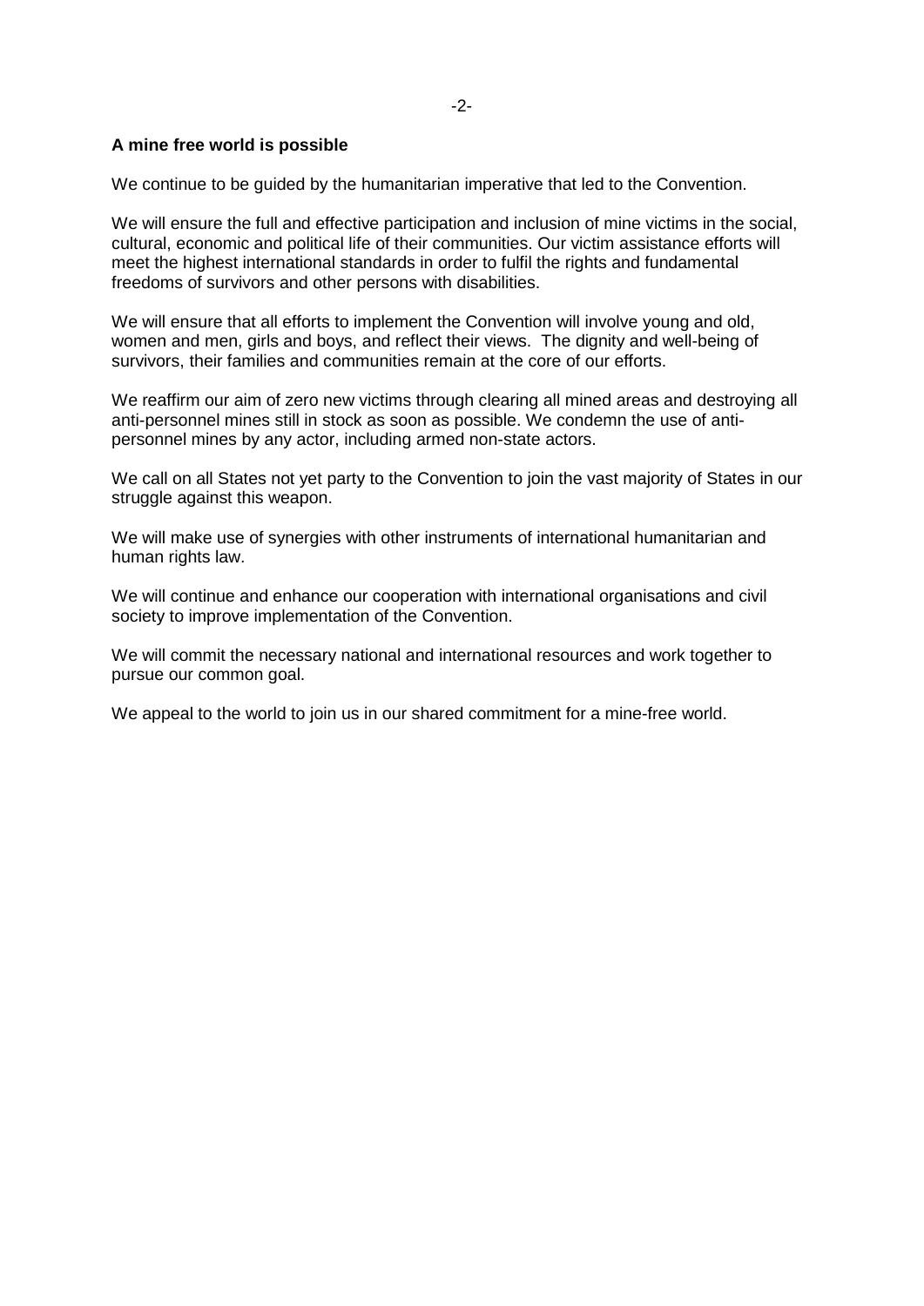**A mine free world is possible**

We continue to be guided by the humanitarian imperative that led to the Convention.

We will ensure the full and effective participation and inclusion of mine victims in the social, cultural, economic and political life of their communities. Our victim assistance efforts will meet the highest international standards in order to fulfil the rights and fundamental freedoms of survivors and other persons with disabilities.

We will ensure that all efforts to implement the Convention will involve young and old, women and men, girls and boys, and reflect their views. The dignity and well-being of survivors, their families and communities remain at the core of our efforts.

We reaffirm our aim of zero new victims through clearing all mined areas and destroying all anti-personnel mines still in stock as soon as possible. We condemn the use of anti-personnel mines by any actor, including armed non-state actors.

We call on all States not yet party to the Convention to join the vast majority of States in our struggle against this weapon.

We will make use of synergies with other instruments of international humanitarian and human rights law.

We will continue and enhance our cooperation with international organisations and civil society to improve implementation of the Convention.

We will commit the necessary national and international resources and work together to pursue our common goal.

We appeal to the world to join us in our shared commitment for a mine-free world.